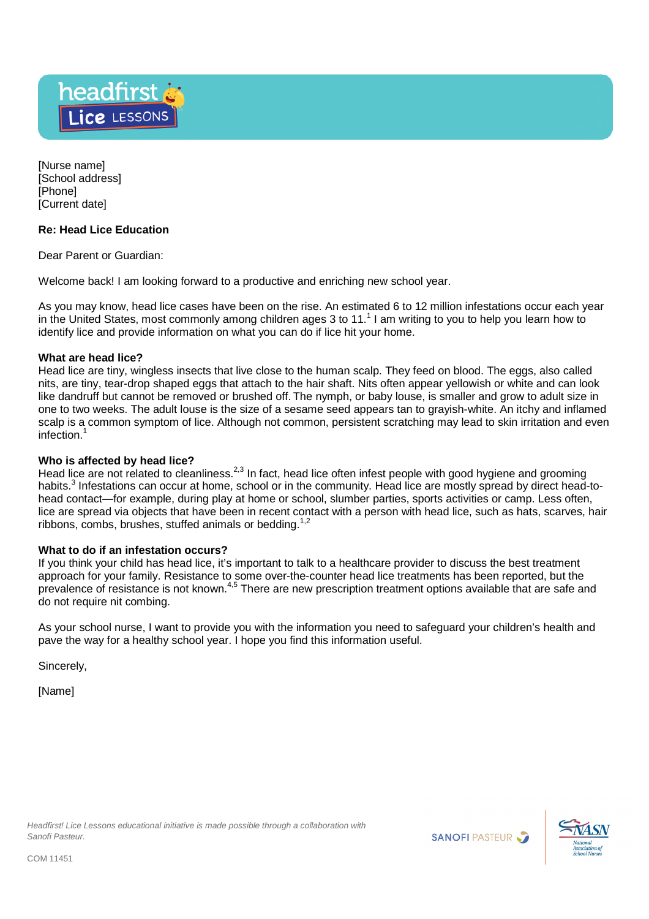headfirst Lice LESSONS

[Nurse name]
[School address]
[Phone]
[Current date]

**Re: Head Lice Education**

Dear Parent or Guardian:

Welcome back! I am looking forward to a productive and enriching new school year.

As you may know, head lice cases have been on the rise. An estimated 6 to 12 million infestations occur each year in the United States, most commonly among children ages 3 to 11.[1] I am writing to you to help you learn how to identify lice and provide information on what you can do if lice hit your home.

**What are head lice?**

Head lice are tiny, wingless insects that live close to the human scalp. They feed on blood. The eggs, also called nits, are tiny, tear-drop shaped eggs that attach to the hair shaft. Nits often appear yellowish or white and can look like dandruff but cannot be removed or brushed off. The nymph, or baby louse, is smaller and grow to adult size in one to two weeks. The adult louse is the size of a sesame seed appears tan to grayish-white. An itchy and inflamed scalp is a common symptom of lice. Although not common, persistent scratching may lead to skin irritation and even infection.[1]

**Who is affected by head lice?**

Head lice are not related to cleanliness.[2,3] In fact, head lice often infest people with good hygiene and grooming habits.[3] Infestations can occur at home, school or in the community. Head lice are mostly spread by direct head-to-head contact—for example, during play at home or school, slumber parties, sports activities or camp. Less often, lice are spread via objects that have been in recent contact with a person with head lice, such as hats, scarves, hair ribbons, combs, brushes, stuffed animals or bedding.[1,2]

**What to do if an infestation occurs?**

If you think your child has head lice, it's important to talk to a healthcare provider to discuss the best treatment approach for your family. Resistance to some over-the-counter head lice treatments has been reported, but the prevalence of resistance is not known.[4,5] There are new prescription treatment options available that are safe and do not require nit combing.

As your school nurse, I want to provide you with the information you need to safeguard your children's health and pave the way for a healthy school year. I hope you find this information useful.

Sincerely,

[Name]

*Headfirst! Lice Lessons educational initiative is made possible through a collaboration with Sanofi Pasteur.*

SANOFI PASTEUR | NASN National Association of School Nurses

COM 11451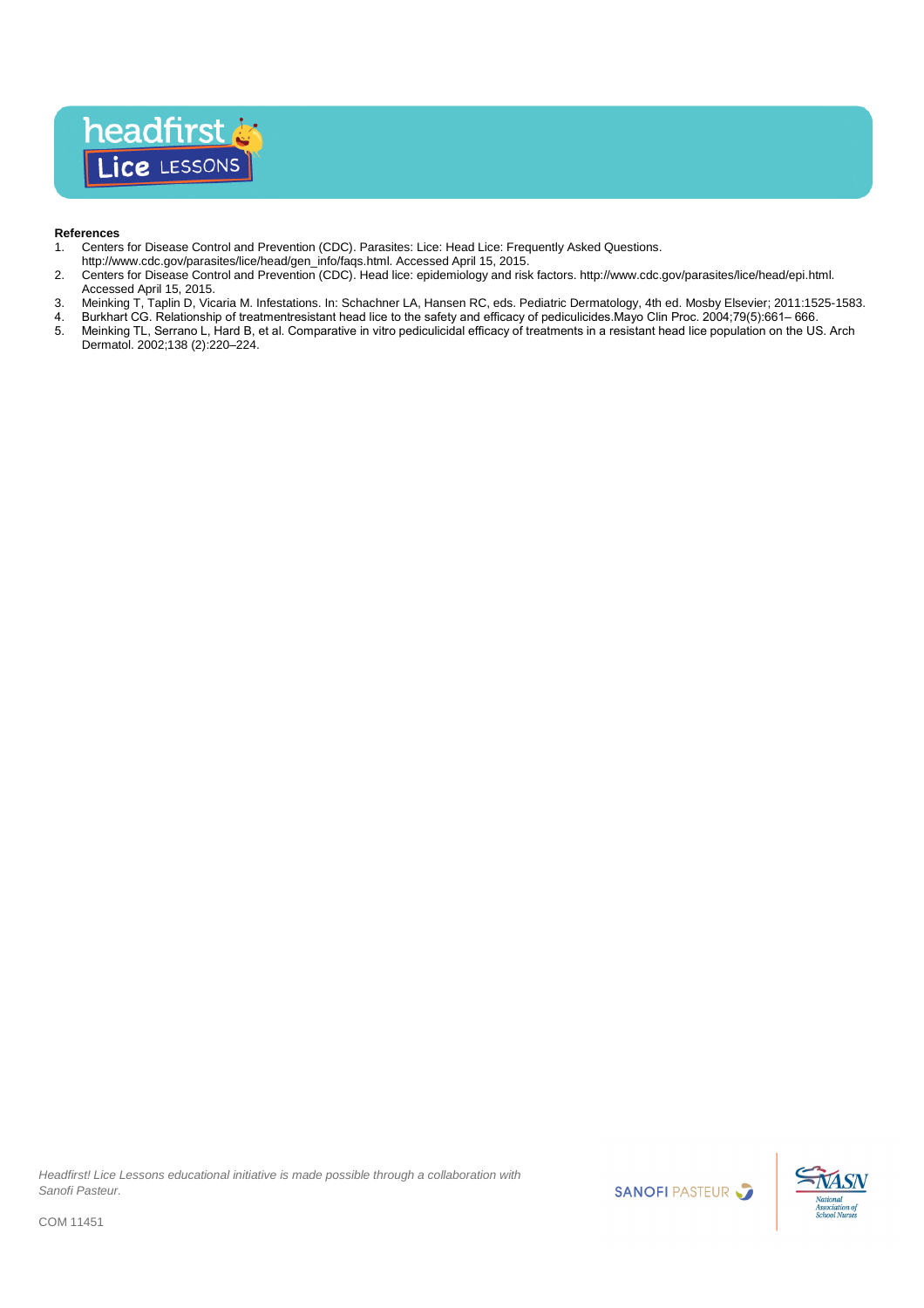headfirst Lice LESSONS

**References**

1. Centers for Disease Control and Prevention (CDC). Parasites: Lice: Head Lice: Frequently Asked Questions. http://www.cdc.gov/parasites/lice/head/gen_info/faqs.html. Accessed April 15, 2015.
2. Centers for Disease Control and Prevention (CDC). Head lice: epidemiology and risk factors. http://www.cdc.gov/parasites/lice/head/epi.html. Accessed April 15, 2015.
3. Meinking T, Taplin D, Vicaria M. Infestations. In: Schachner LA, Hansen RC, eds. Pediatric Dermatology, 4th ed. Mosby Elsevier; 2011:1525-1583.
4. Burkhart CG. Relationship of treatmentresistant head lice to the safety and efficacy of pediculicides.Mayo Clin Proc. 2004;79(5):661– 666.
5. Meinking TL, Serrano L, Hard B, et al. Comparative in vitro pediculicidal efficacy of treatments in a resistant head lice population on the US. Arch Dermatol. 2002;138 (2):220–224.

*Headfirst! Lice Lessons educational initiative is made possible through a collaboration with Sanofi Pasteur.*

SANOFI PASTEUR

NASN National Association of School Nurses

COM 11451